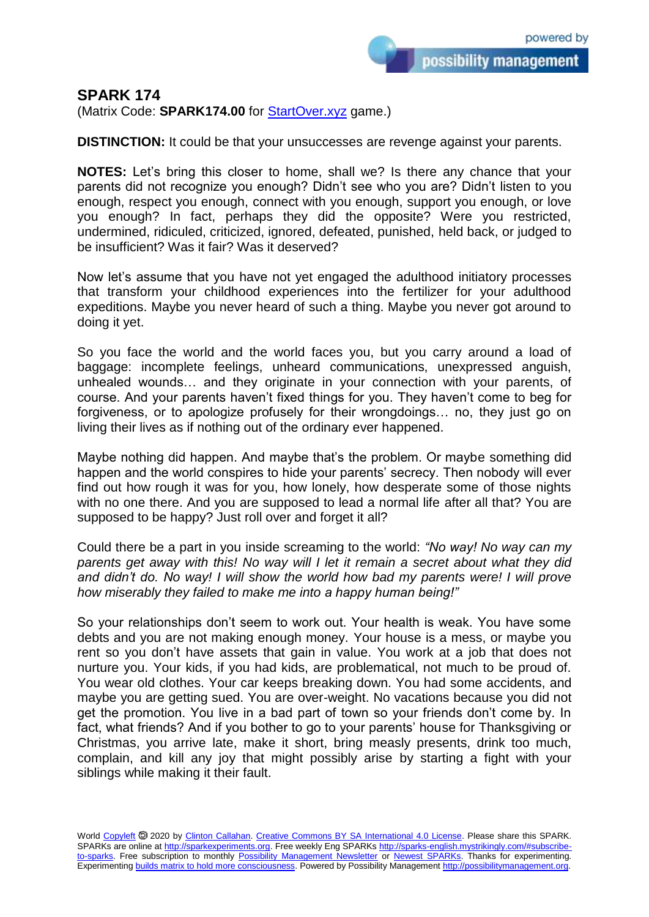## SPARK 174

(Matrix Code: **SPARK174.00** for StartOver.xyz game.)

**DISTINCTION:** It could be that your unsuccesses are revenge against your parents.

**NOTES:** Let's bring this closer to home, shall we? Is there any chance that your parents did not recognize you enough? Didn't see who you are? Didn't listen to you enough, respect you enough, connect with you enough, support you enough, or love you enough? In fact, perhaps they did the opposite? Were you restricted, undermined, ridiculed, criticized, ignored, defeated, punished, held back, or judged to be insufficient? Was it fair? Was it deserved?

Now let's assume that you have not yet engaged the adulthood initiatory processes that transform your childhood experiences into the fertilizer for your adulthood expeditions. Maybe you never heard of such a thing. Maybe you never got around to doing it yet.

So you face the world and the world faces you, but you carry around a load of baggage: incomplete feelings, unheard communications, unexpressed anguish, unhealed wounds… and they originate in your connection with your parents, of course. And your parents haven't fixed things for you. They haven't come to beg for forgiveness, or to apologize profusely for their wrongdoings… no, they just go on living their lives as if nothing out of the ordinary ever happened.

Maybe nothing did happen. And maybe that's the problem. Or maybe something did happen and the world conspires to hide your parents' secrecy. Then nobody will ever find out how rough it was for you, how lonely, how desperate some of those nights with no one there. And you are supposed to lead a normal life after all that? You are supposed to be happy? Just roll over and forget it all?

Could there be a part in you inside screaming to the world: *"No way! No way can my parents get away with this! No way will I let it remain a secret about what they did and didn't do. No way! I will show the world how bad my parents were! I will prove how miserably they failed to make me into a happy human being!"*

So your relationships don't seem to work out. Your health is weak. You have some debts and you are not making enough money. Your house is a mess, or maybe you rent so you don't have assets that gain in value. You work at a job that does not nurture you. Your kids, if you had kids, are problematical, not much to be proud of. You wear old clothes. Your car keeps breaking down. You had some accidents, and maybe you are getting sued. You are over-weight. No vacations because you did not get the promotion. You live in a bad part of town so your friends don't come by. In fact, what friends? And if you bother to go to your parents' house for Thanksgiving or Christmas, you arrive late, make it short, bring measly presents, drink too much, complain, and kill any joy that might possibly arise by starting a fight with your siblings while making it their fault.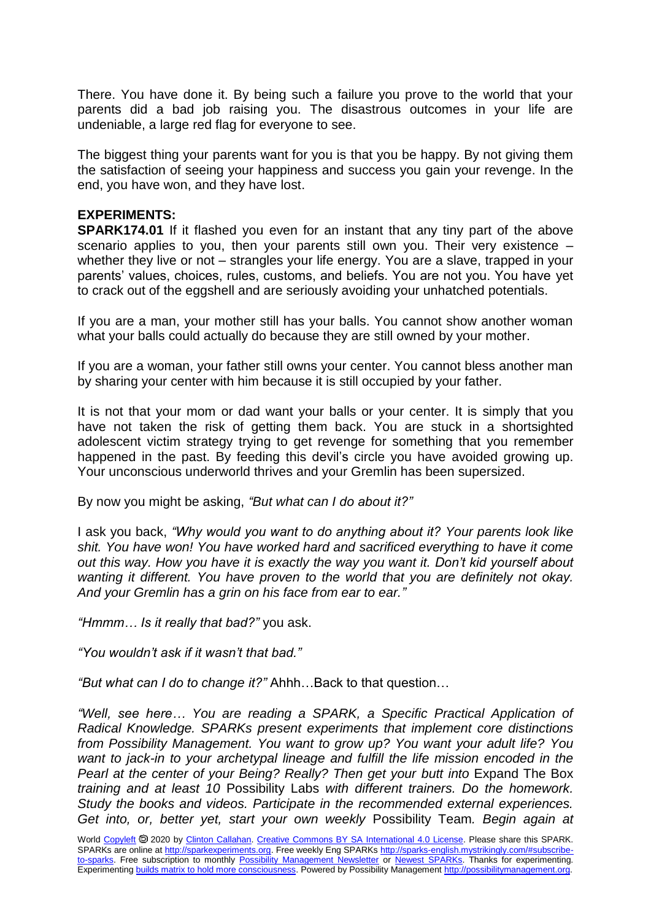There. You have done it. By being such a failure you prove to the world that your parents did a bad job raising you. The disastrous outcomes in your life are undeniable, a large red flag for everyone to see.

The biggest thing your parents want for you is that you be happy. By not giving them the satisfaction of seeing your happiness and success you gain your revenge. In the end, you have won, and they have lost.

**EXPERIMENTS:**

**SPARK174.01** If it flashed you even for an instant that any tiny part of the above scenario applies to you, then your parents still own you. Their very existence – whether they live or not – strangles your life energy. You are a slave, trapped in your parents' values, choices, rules, customs, and beliefs. You are not you. You have yet to crack out of the eggshell and are seriously avoiding your unhatched potentials.

If you are a man, your mother still has your balls. You cannot show another woman what your balls could actually do because they are still owned by your mother.

If you are a woman, your father still owns your center. You cannot bless another man by sharing your center with him because it is still occupied by your father.

It is not that your mom or dad want your balls or your center. It is simply that you have not taken the risk of getting them back. You are stuck in a shortsighted adolescent victim strategy trying to get revenge for something that you remember happened in the past. By feeding this devil's circle you have avoided growing up. Your unconscious underworld thrives and your Gremlin has been supersized.

By now you might be asking, *"But what can I do about it?"*

I ask you back, *"Why would you want to do anything about it? Your parents look like shit. You have won! You have worked hard and sacrificed everything to have it come out this way. How you have it is exactly the way you want it. Don't kid yourself about wanting it different. You have proven to the world that you are definitely not okay. And your Gremlin has a grin on his face from ear to ear."*

*"Hmmm… Is it really that bad?"* you ask.

*"You wouldn't ask if it wasn't that bad."*

*"But what can I do to change it?"* Ahhh…Back to that question…

*"Well, see here… You are reading a SPARK, a Specific Practical Application of Radical Knowledge. SPARKs present experiments that implement core distinctions from Possibility Management. You want to grow up? You want your adult life? You want to jack-in to your archetypal lineage and fulfill the life mission encoded in the Pearl at the center of your Being? Really? Then get your butt into* Expand The Box *training and at least 10* Possibility Labs *with different trainers. Do the homework. Study the books and videos. Participate in the recommended external experiences. Get into, or, better yet, start your own weekly* Possibility Team*. Begin again at*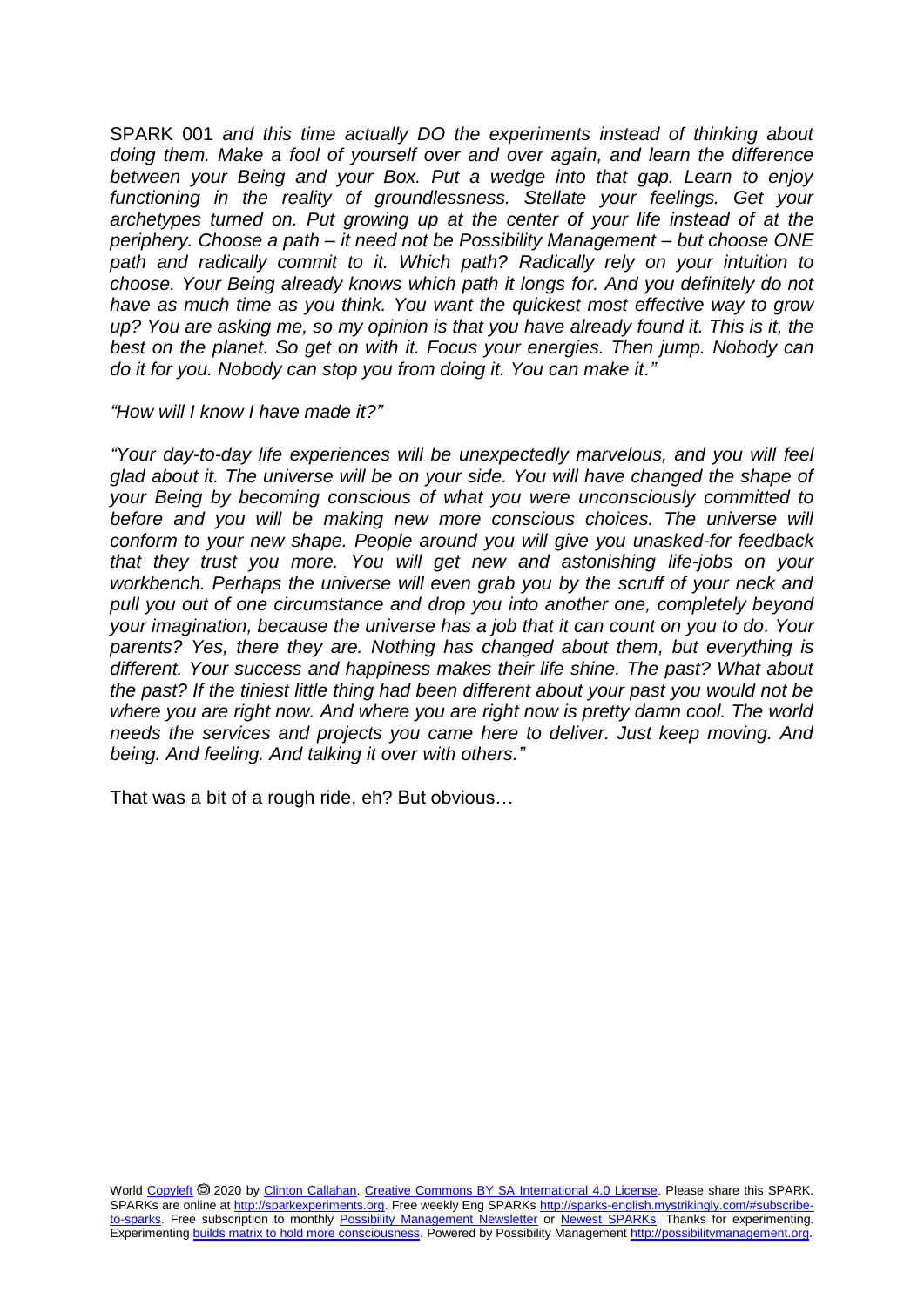SPARK 001 *and this time actually DO the experiments instead of thinking about doing them. Make a fool of yourself over and over again, and learn the difference between your Being and your Box. Put a wedge into that gap. Learn to enjoy functioning in the reality of groundlessness. Stellate your feelings. Get your archetypes turned on. Put growing up at the center of your life instead of at the periphery. Choose a path – it need not be Possibility Management – but choose ONE path and radically commit to it. Which path? Radically rely on your intuition to choose. Your Being already knows which path it longs for. And you definitely do not have as much time as you think. You want the quickest most effective way to grow up? You are asking me, so my opinion is that you have already found it. This is it, the best on the planet. So get on with it. Focus your energies. Then jump. Nobody can do it for you. Nobody can stop you from doing it. You can make it."*

*"How will I know I have made it?"*

*"Your day-to-day life experiences will be unexpectedly marvelous, and you will feel glad about it. The universe will be on your side. You will have changed the shape of your Being by becoming conscious of what you were unconsciously committed to before and you will be making new more conscious choices. The universe will conform to your new shape. People around you will give you unasked-for feedback that they trust you more. You will get new and astonishing life-jobs on your workbench. Perhaps the universe will even grab you by the scruff of your neck and pull you out of one circumstance and drop you into another one, completely beyond your imagination, because the universe has a job that it can count on you to do. Your parents? Yes, there they are. Nothing has changed about them, but everything is different. Your success and happiness makes their life shine. The past? What about the past? If the tiniest little thing had been different about your past you would not be where you are right now. And where you are right now is pretty damn cool. The world needs the services and projects you came here to deliver. Just keep moving. And being. And feeling. And talking it over with others."*

That was a bit of a rough ride, eh? But obvious…

World Copyleft 🄯 2020 by Clinton Callahan. Creative Commons BY SA International 4.0 License. Please share this SPARK. SPARKs are online at http://sparkexperiments.org. Free weekly Eng SPARKs http://sparks-english.mystrikingly.com/#subscribe-to-sparks. Free subscription to monthly Possibility Management Newsletter or Newest SPARKs. Thanks for experimenting. Experimenting builds matrix to hold more consciousness. Powered by Possibility Management http://possibilitymanagement.org.